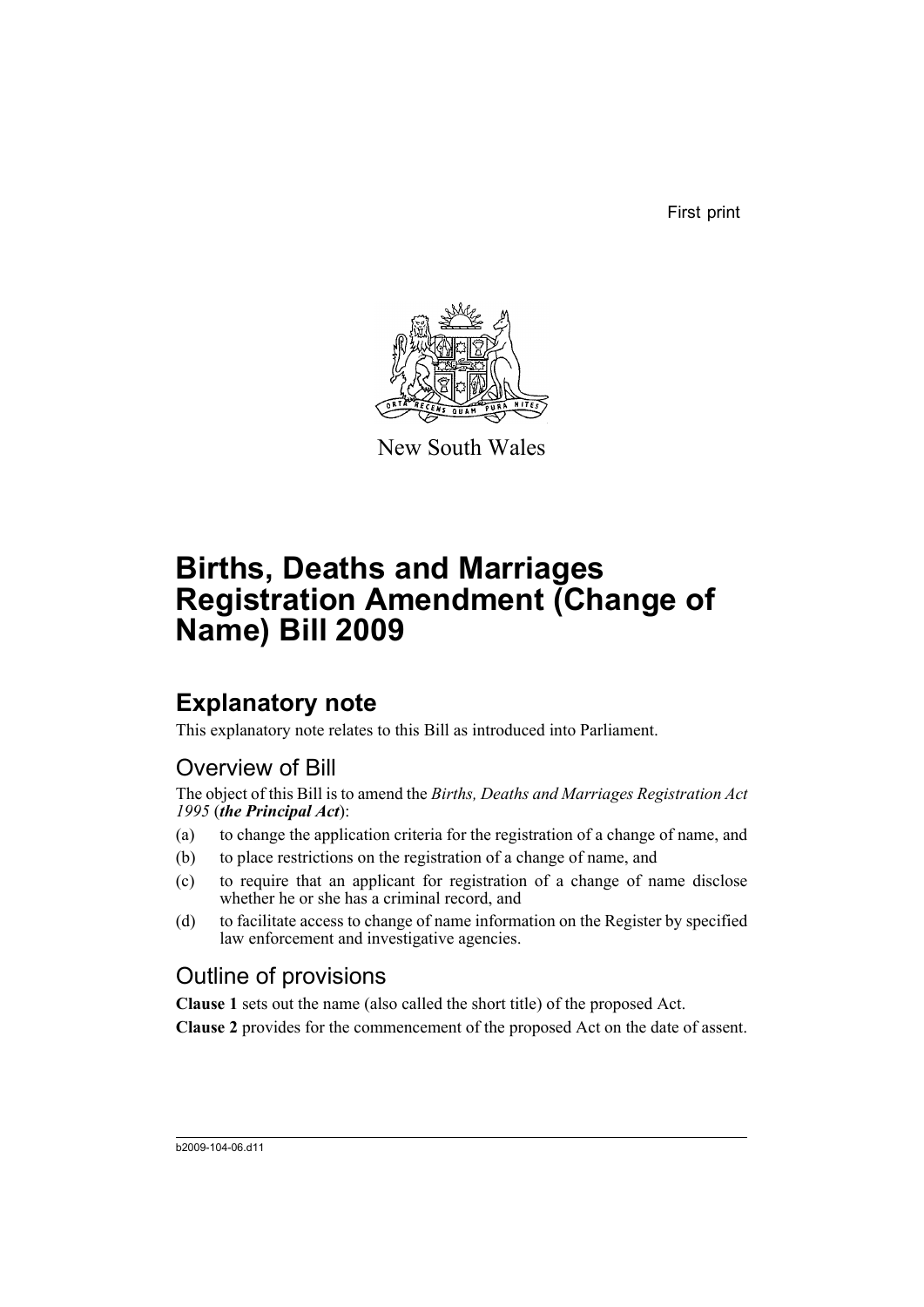First print

New South Wales

# Births, Deaths and Marriages Registration Amendment (Change of Name) Bill 2009

## Explanatory note

This explanatory note relates to this Bill as introduced into Parliament.

### Overview of Bill

The object of this Bill is to amend the *Births, Deaths and Marriages Registration Act 1995* (***the Principal Act***):

(a) to change the application criteria for the registration of a change of name, and

(b) to place restrictions on the registration of a change of name, and

(c) to require that an applicant for registration of a change of name disclose whether he or she has a criminal record, and

(d) to facilitate access to change of name information on the Register by specified law enforcement and investigative agencies.

### Outline of provisions

**Clause 1** sets out the name (also called the short title) of the proposed Act.

**Clause 2** provides for the commencement of the proposed Act on the date of assent.

b2009-104-06.d11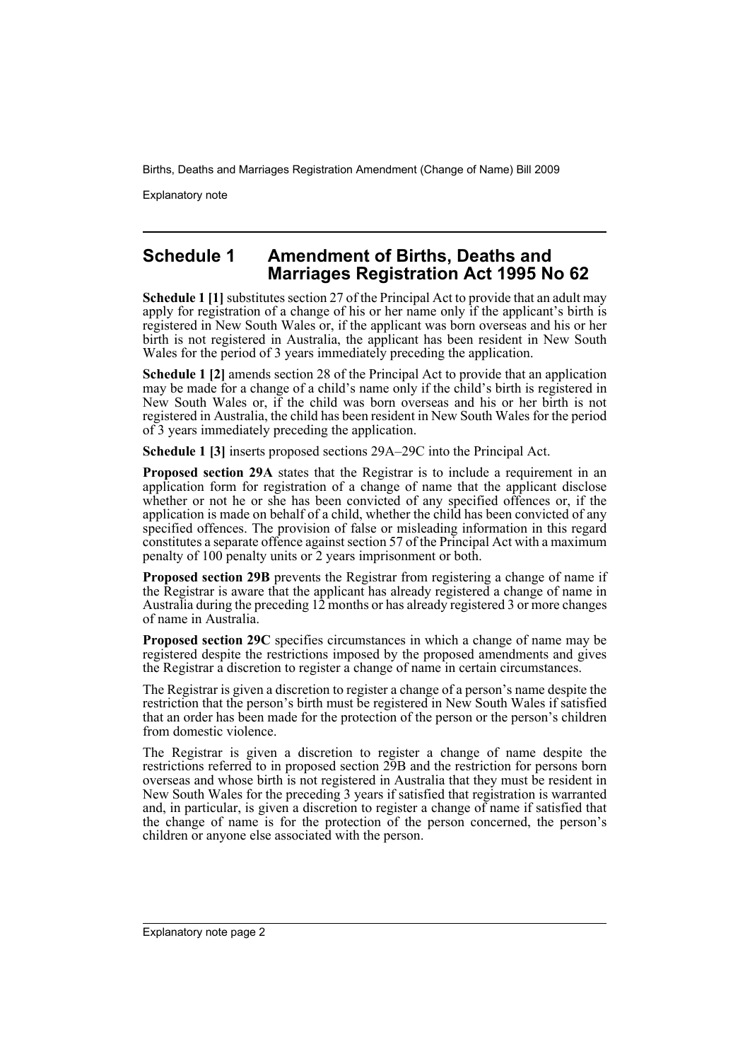## Schedule 1 Amendment of Births, Deaths and Marriages Registration Act 1995 No 62

**Schedule 1 [1]** substitutes section 27 of the Principal Act to provide that an adult may apply for registration of a change of his or her name only if the applicant's birth is registered in New South Wales or, if the applicant was born overseas and his or her birth is not registered in Australia, the applicant has been resident in New South Wales for the period of 3 years immediately preceding the application.

**Schedule 1 [2]** amends section 28 of the Principal Act to provide that an application may be made for a change of a child's name only if the child's birth is registered in New South Wales or, if the child was born overseas and his or her birth is not registered in Australia, the child has been resident in New South Wales for the period of 3 years immediately preceding the application.

**Schedule 1 [3]** inserts proposed sections 29A–29C into the Principal Act.

**Proposed section 29A** states that the Registrar is to include a requirement in an application form for registration of a change of name that the applicant disclose whether or not he or she has been convicted of any specified offences or, if the application is made on behalf of a child, whether the child has been convicted of any specified offences. The provision of false or misleading information in this regard constitutes a separate offence against section 57 of the Principal Act with a maximum penalty of 100 penalty units or 2 years imprisonment or both.

**Proposed section 29B** prevents the Registrar from registering a change of name if the Registrar is aware that the applicant has already registered a change of name in Australia during the preceding 12 months or has already registered 3 or more changes of name in Australia.

**Proposed section 29C** specifies circumstances in which a change of name may be registered despite the restrictions imposed by the proposed amendments and gives the Registrar a discretion to register a change of name in certain circumstances.

The Registrar is given a discretion to register a change of a person's name despite the restriction that the person's birth must be registered in New South Wales if satisfied that an order has been made for the protection of the person or the person's children from domestic violence.

The Registrar is given a discretion to register a change of name despite the restrictions referred to in proposed section 29B and the restriction for persons born overseas and whose birth is not registered in Australia that they must be resident in New South Wales for the preceding 3 years if satisfied that registration is warranted and, in particular, is given a discretion to register a change of name if satisfied that the change of name is for the protection of the person concerned, the person's children or anyone else associated with the person.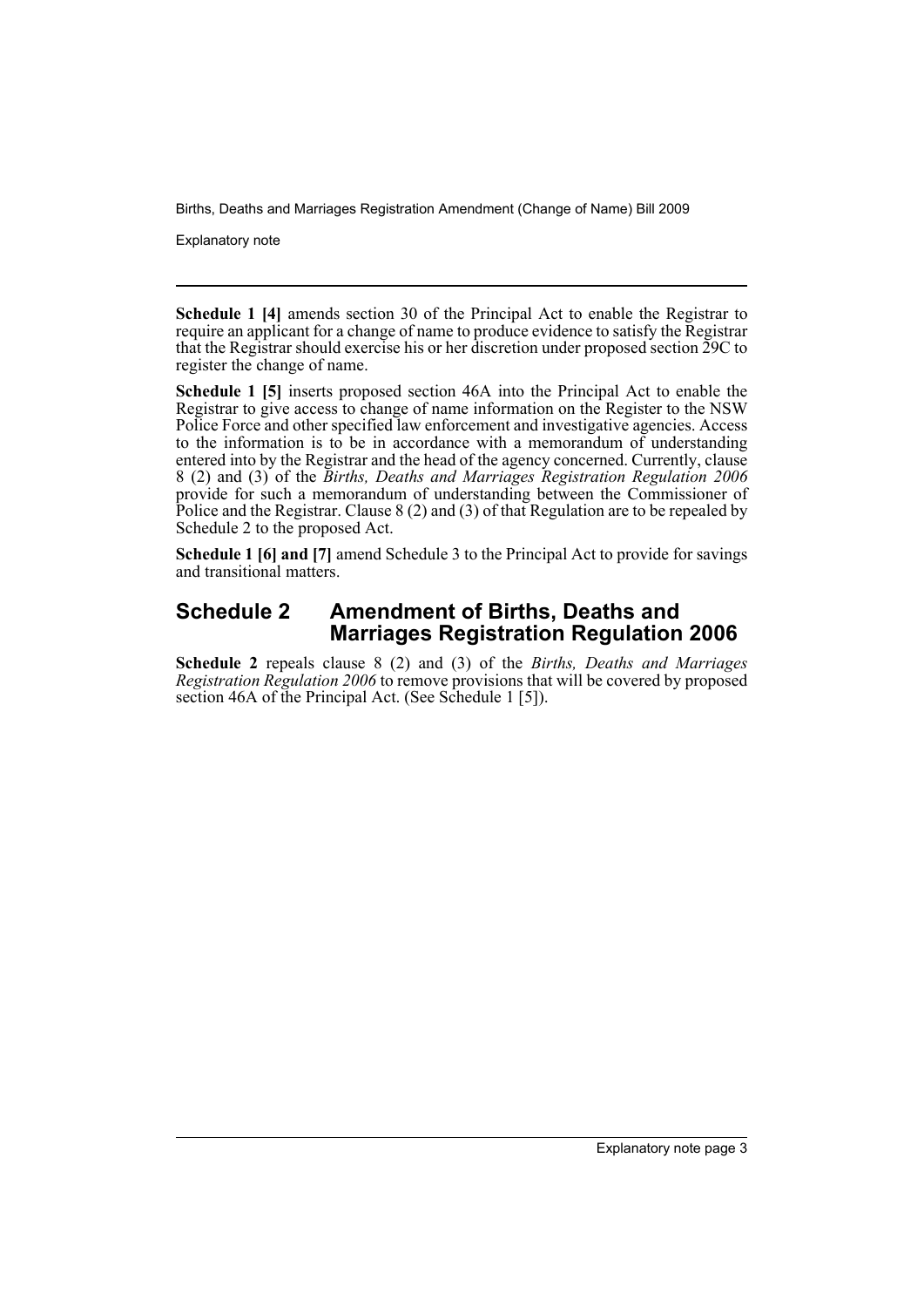**Schedule 1 [4]** amends section 30 of the Principal Act to enable the Registrar to require an applicant for a change of name to produce evidence to satisfy the Registrar that the Registrar should exercise his or her discretion under proposed section 29C to register the change of name.

**Schedule 1 [5]** inserts proposed section 46A into the Principal Act to enable the Registrar to give access to change of name information on the Register to the NSW Police Force and other specified law enforcement and investigative agencies. Access to the information is to be in accordance with a memorandum of understanding entered into by the Registrar and the head of the agency concerned. Currently, clause 8 (2) and (3) of the *Births, Deaths and Marriages Registration Regulation 2006* provide for such a memorandum of understanding between the Commissioner of Police and the Registrar. Clause 8 (2) and (3) of that Regulation are to be repealed by Schedule 2 to the proposed Act.

**Schedule 1 [6] and [7]** amend Schedule 3 to the Principal Act to provide for savings and transitional matters.

## Schedule 2 Amendment of Births, Deaths and Marriages Registration Regulation 2006

**Schedule 2** repeals clause 8 (2) and (3) of the *Births, Deaths and Marriages Registration Regulation 2006* to remove provisions that will be covered by proposed section 46A of the Principal Act. (See Schedule 1 [5]).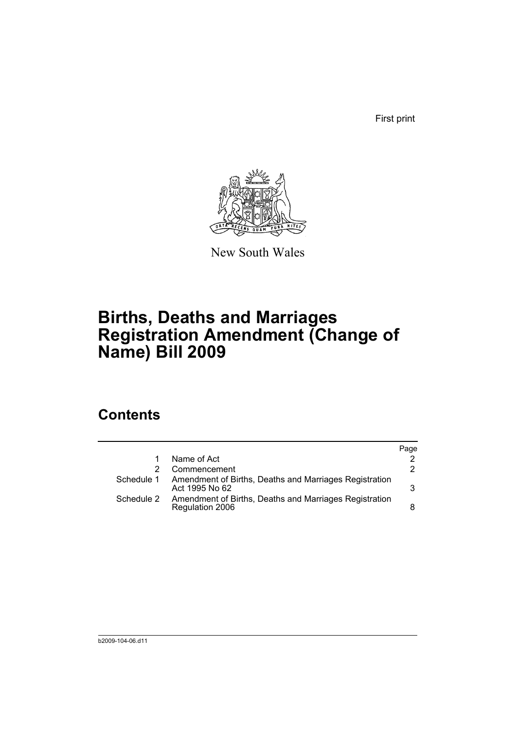First print

New South Wales

# Births, Deaths and Marriages Registration Amendment (Change of Name) Bill 2009

## Contents

| | | Page |
|---|---|---|
| 1 | Name of Act | 2 |
| 2 | Commencement | 2 |
| Schedule 1 | Amendment of Births, Deaths and Marriages Registration Act 1995 No 62 | 3 |
| Schedule 2 | Amendment of Births, Deaths and Marriages Registration Regulation 2006 | 8 |

b2009-104-06.d11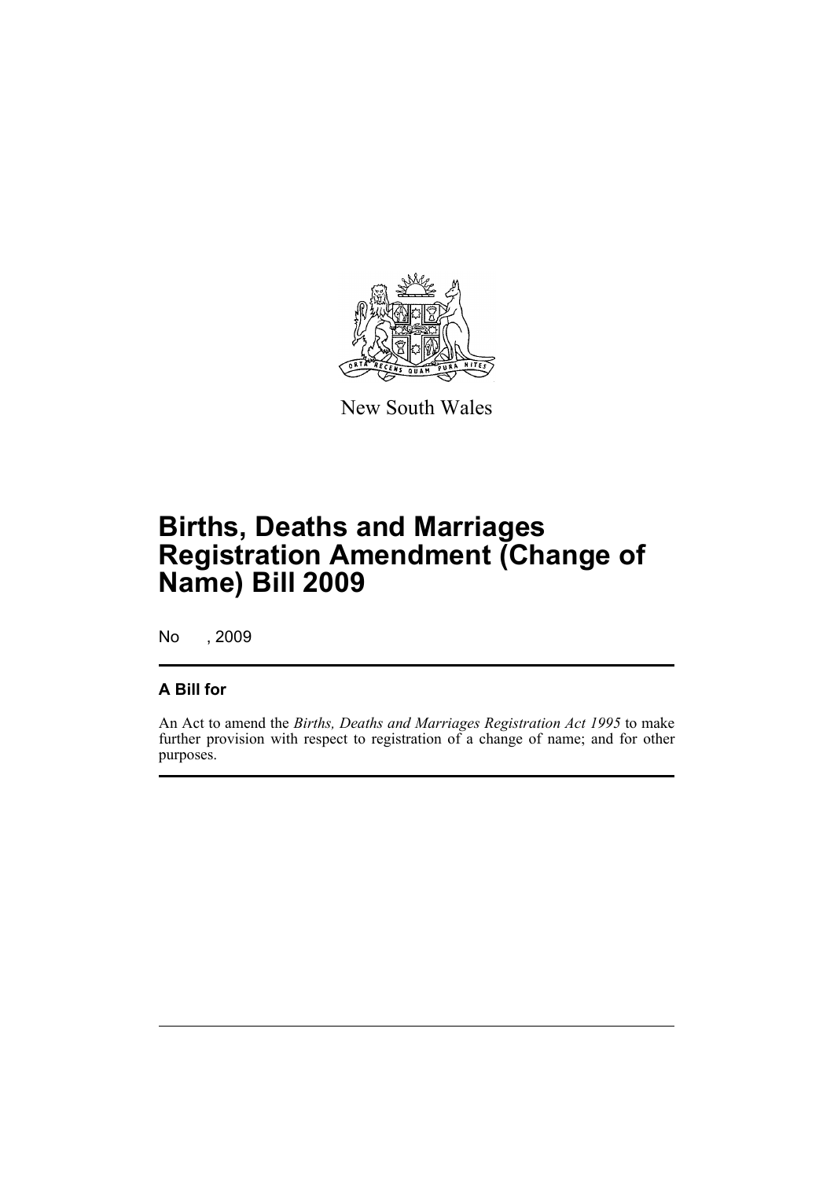New South Wales

# Births, Deaths and Marriages Registration Amendment (Change of Name) Bill 2009

No , 2009

## A Bill for

An Act to amend the *Births, Deaths and Marriages Registration Act 1995* to make further provision with respect to registration of a change of name; and for other purposes.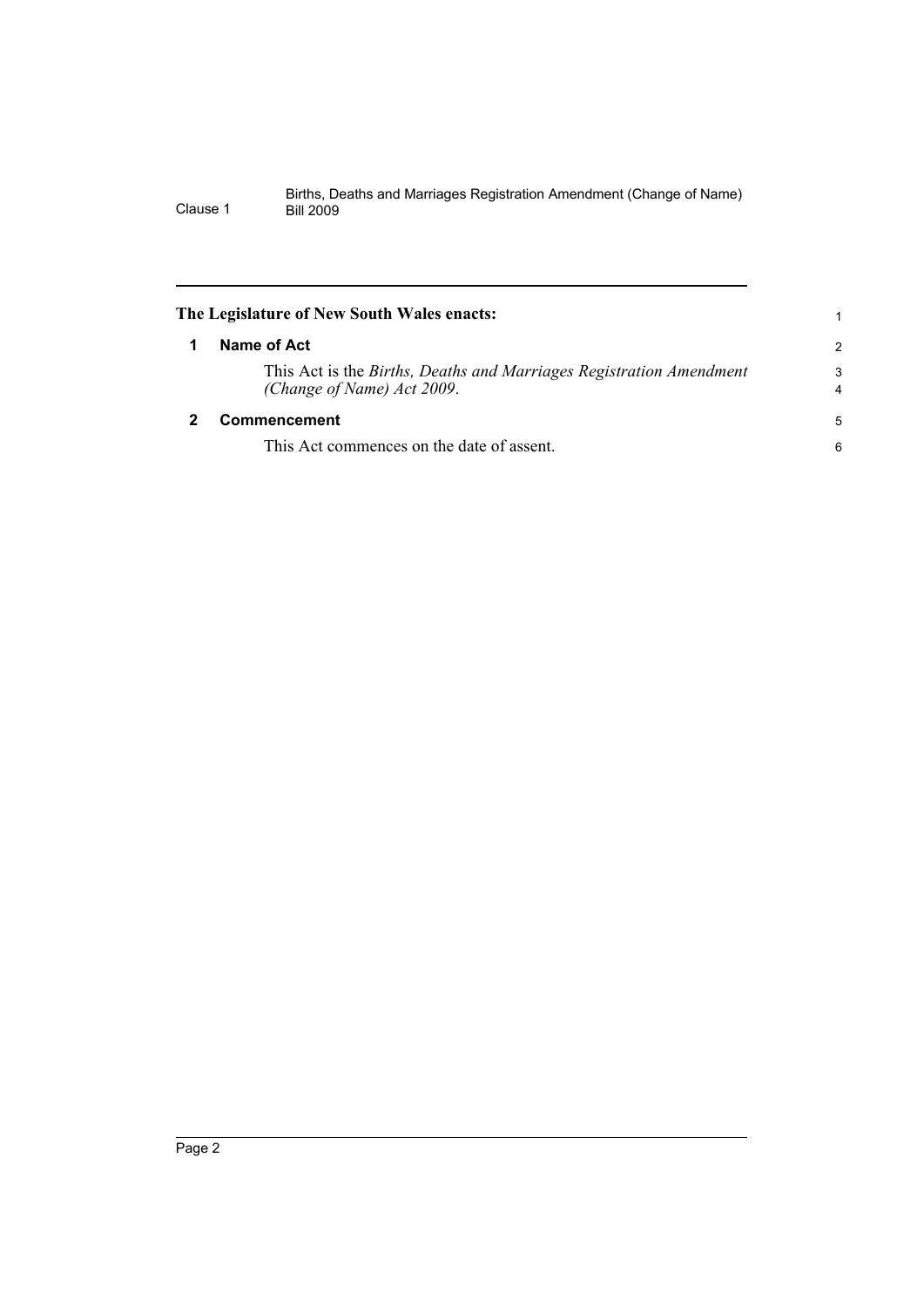**The Legislature of New South Wales enacts:**

## 1 Name of Act

This Act is the *Births, Deaths and Marriages Registration Amendment (Change of Name) Act 2009*.

## 2 Commencement

This Act commences on the date of assent.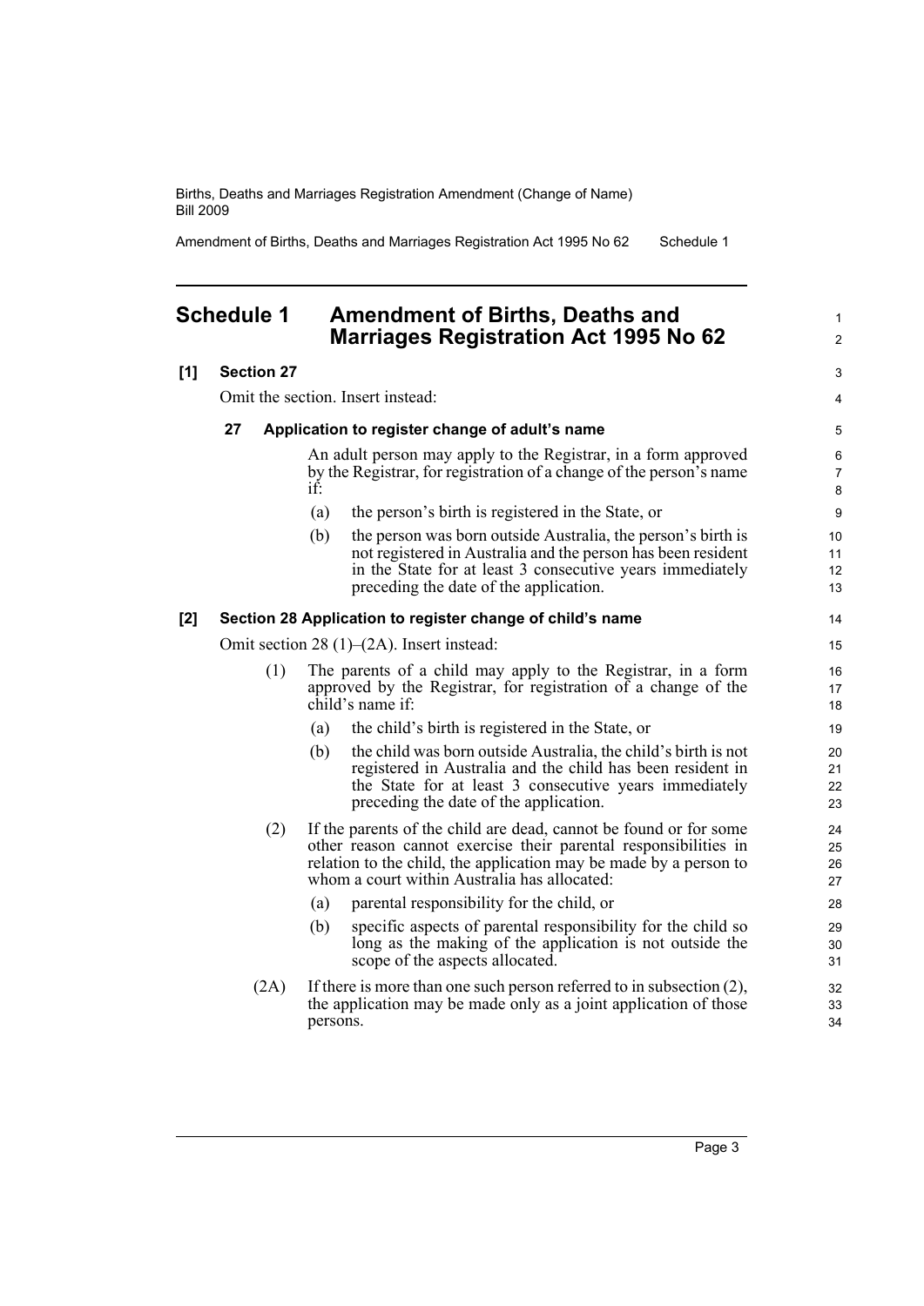# Schedule 1 Amendment of Births, Deaths and Marriages Registration Act 1995 No 62

## [1] Section 27

Omit the section. Insert instead:

### 27 Application to register change of adult's name

An adult person may apply to the Registrar, in a form approved by the Registrar, for registration of a change of the person's name if:

(a) the person's birth is registered in the State, or

(b) the person was born outside Australia, the person's birth is not registered in Australia and the person has been resident in the State for at least 3 consecutive years immediately preceding the date of the application.

## [2] Section 28 Application to register change of child's name

Omit section 28 (1)–(2A). Insert instead:

(1) The parents of a child may apply to the Registrar, in a form approved by the Registrar, for registration of a change of the child's name if:

(a) the child's birth is registered in the State, or

(b) the child was born outside Australia, the child's birth is not registered in Australia and the child has been resident in the State for at least 3 consecutive years immediately preceding the date of the application.

(2) If the parents of the child are dead, cannot be found or for some other reason cannot exercise their parental responsibilities in relation to the child, the application may be made by a person to whom a court within Australia has allocated:

(a) parental responsibility for the child, or

(b) specific aspects of parental responsibility for the child so long as the making of the application is not outside the scope of the aspects allocated.

(2A) If there is more than one such person referred to in subsection (2), the application may be made only as a joint application of those persons.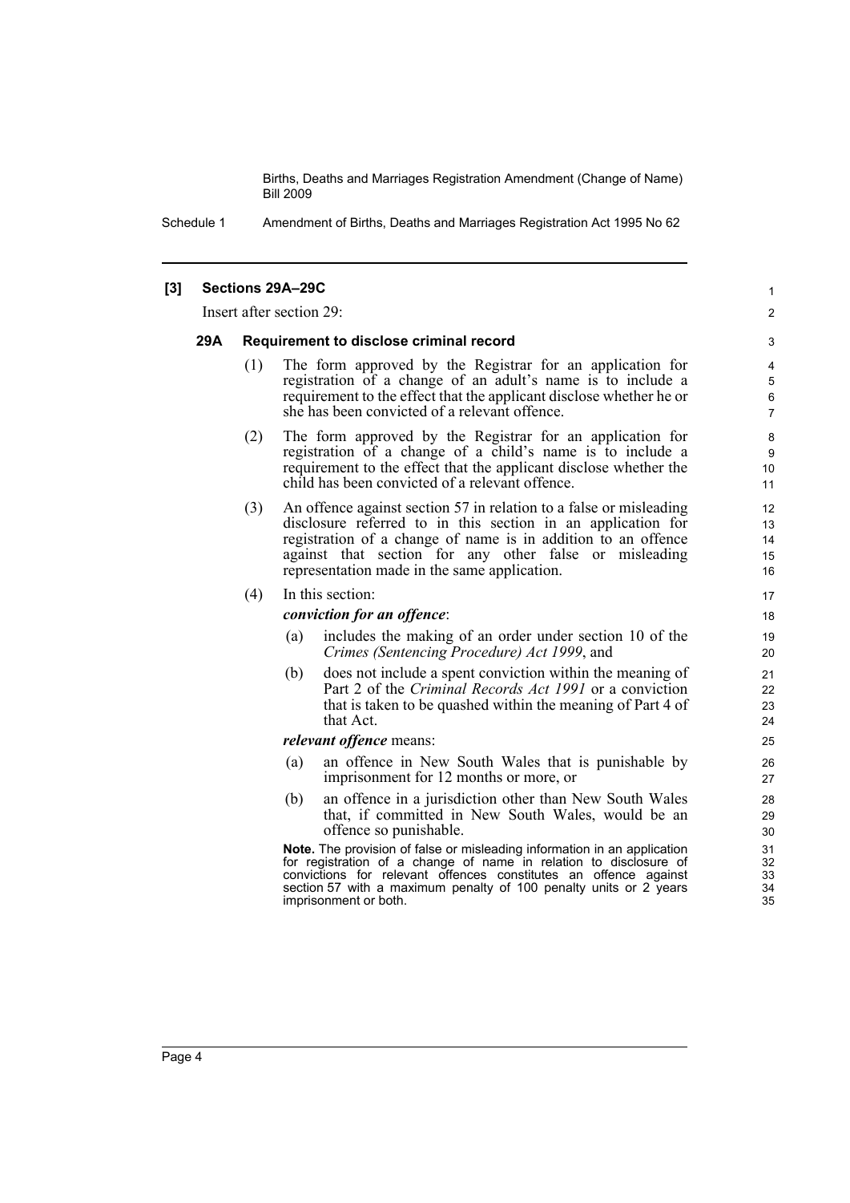## [3] Sections 29A–29C

Insert after section 29:

### 29A Requirement to disclose criminal record

(1) The form approved by the Registrar for an application for registration of a change of an adult's name is to include a requirement to the effect that the applicant disclose whether he or she has been convicted of a relevant offence.

(2) The form approved by the Registrar for an application for registration of a change of a child's name is to include a requirement to the effect that the applicant disclose whether the child has been convicted of a relevant offence.

(3) An offence against section 57 in relation to a false or misleading disclosure referred to in this section in an application for registration of a change of name is in addition to an offence against that section for any other false or misleading representation made in the same application.

(4) In this section:

***conviction for an offence***:

(a) includes the making of an order under section 10 of the *Crimes (Sentencing Procedure) Act 1999*, and

(b) does not include a spent conviction within the meaning of Part 2 of the *Criminal Records Act 1991* or a conviction that is taken to be quashed within the meaning of Part 4 of that Act.

***relevant offence*** means:

(a) an offence in New South Wales that is punishable by imprisonment for 12 months or more, or

(b) an offence in a jurisdiction other than New South Wales that, if committed in New South Wales, would be an offence so punishable.

**Note.** The provision of false or misleading information in an application for registration of a change of name in relation to disclosure of convictions for relevant offences constitutes an offence against section 57 with a maximum penalty of 100 penalty units or 2 years imprisonment or both.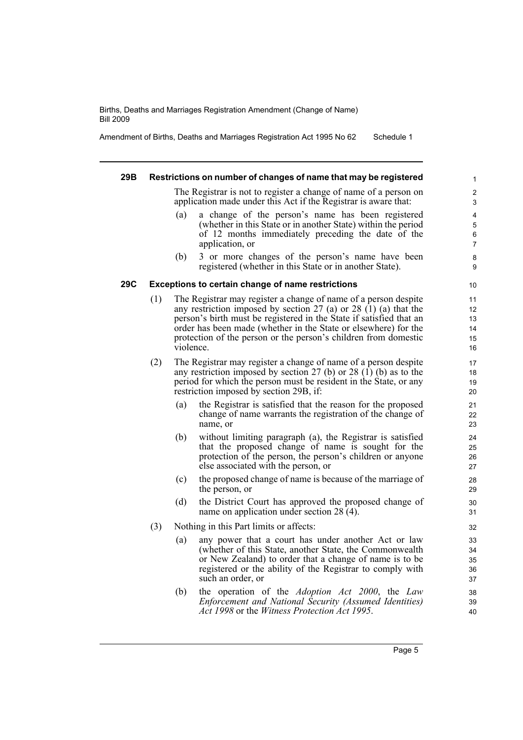#### 29B Restrictions on number of changes of name that may be registered

The Registrar is not to register a change of name of a person on application made under this Act if the Registrar is aware that:

(a) a change of the person's name has been registered (whether in this State or in another State) within the period of 12 months immediately preceding the date of the application, or

(b) 3 or more changes of the person's name have been registered (whether in this State or in another State).

#### 29C Exceptions to certain change of name restrictions

(1) The Registrar may register a change of name of a person despite any restriction imposed by section 27 (a) or 28 (1) (a) that the person's birth must be registered in the State if satisfied that an order has been made (whether in the State or elsewhere) for the protection of the person or the person's children from domestic violence.

(2) The Registrar may register a change of name of a person despite any restriction imposed by section 27 (b) or 28 (1) (b) as to the period for which the person must be resident in the State, or any restriction imposed by section 29B, if:

(a) the Registrar is satisfied that the reason for the proposed change of name warrants the registration of the change of name, or

(b) without limiting paragraph (a), the Registrar is satisfied that the proposed change of name is sought for the protection of the person, the person's children or anyone else associated with the person, or

(c) the proposed change of name is because of the marriage of the person, or

(d) the District Court has approved the proposed change of name on application under section 28 (4).

(3) Nothing in this Part limits or affects:

(a) any power that a court has under another Act or law (whether of this State, another State, the Commonwealth or New Zealand) to order that a change of name is to be registered or the ability of the Registrar to comply with such an order, or

(b) the operation of the *Adoption Act 2000*, the *Law Enforcement and National Security (Assumed Identities) Act 1998* or the *Witness Protection Act 1995*.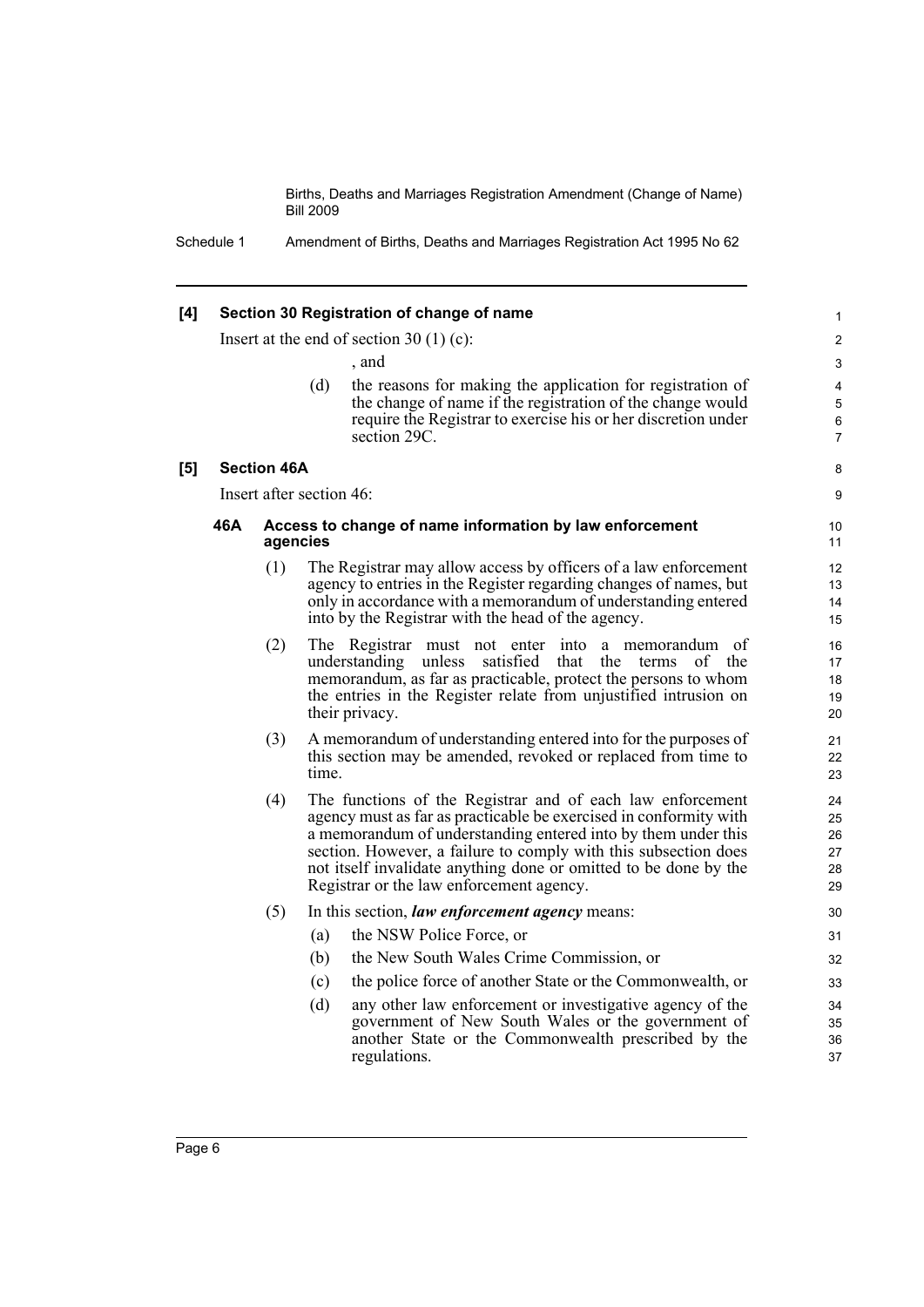**[4] Section 30 Registration of change of name**

Insert at the end of section 30 (1) (c):

, and

(d) the reasons for making the application for registration of the change of name if the registration of the change would require the Registrar to exercise his or her discretion under section 29C.

**[5] Section 46A**

Insert after section 46:

**46A Access to change of name information by law enforcement agencies**

(1) The Registrar may allow access by officers of a law enforcement agency to entries in the Register regarding changes of names, but only in accordance with a memorandum of understanding entered into by the Registrar with the head of the agency.

(2) The Registrar must not enter into a memorandum of understanding unless satisfied that the terms of the memorandum, as far as practicable, protect the persons to whom the entries in the Register relate from unjustified intrusion on their privacy.

(3) A memorandum of understanding entered into for the purposes of this section may be amended, revoked or replaced from time to time.

(4) The functions of the Registrar and of each law enforcement agency must as far as practicable be exercised in conformity with a memorandum of understanding entered into by them under this section. However, a failure to comply with this subsection does not itself invalidate anything done or omitted to be done by the Registrar or the law enforcement agency.

(5) In this section, ***law enforcement agency*** means:

(a) the NSW Police Force, or

(b) the New South Wales Crime Commission, or

(c) the police force of another State or the Commonwealth, or

(d) any other law enforcement or investigative agency of the government of New South Wales or the government of another State or the Commonwealth prescribed by the regulations.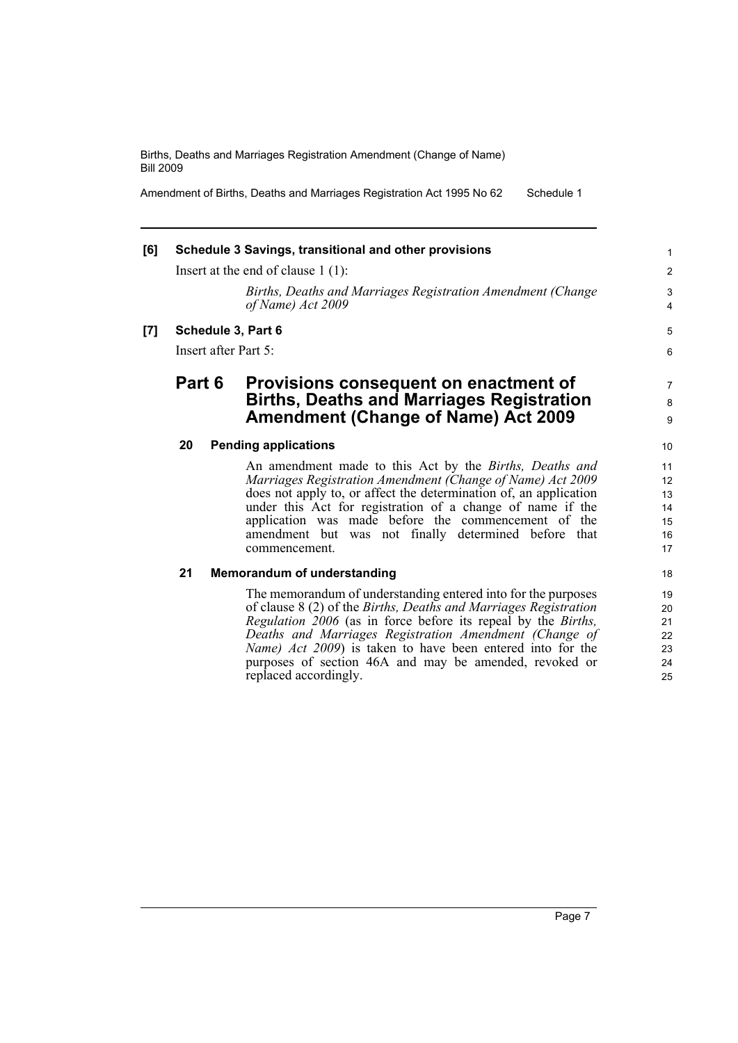**[6] Schedule 3 Savings, transitional and other provisions**

Insert at the end of clause 1 (1):

*Births, Deaths and Marriages Registration Amendment (Change of Name) Act 2009*

**[7] Schedule 3, Part 6**

Insert after Part 5:

## Part 6 Provisions consequent on enactment of Births, Deaths and Marriages Registration Amendment (Change of Name) Act 2009

### 20 Pending applications

An amendment made to this Act by the *Births, Deaths and Marriages Registration Amendment (Change of Name) Act 2009* does not apply to, or affect the determination of, an application under this Act for registration of a change of name if the application was made before the commencement of the amendment but was not finally determined before that commencement.

### 21 Memorandum of understanding

The memorandum of understanding entered into for the purposes of clause 8 (2) of the *Births, Deaths and Marriages Registration Regulation 2006* (as in force before its repeal by the *Births, Deaths and Marriages Registration Amendment (Change of Name) Act 2009*) is taken to have been entered into for the purposes of section 46A and may be amended, revoked or replaced accordingly.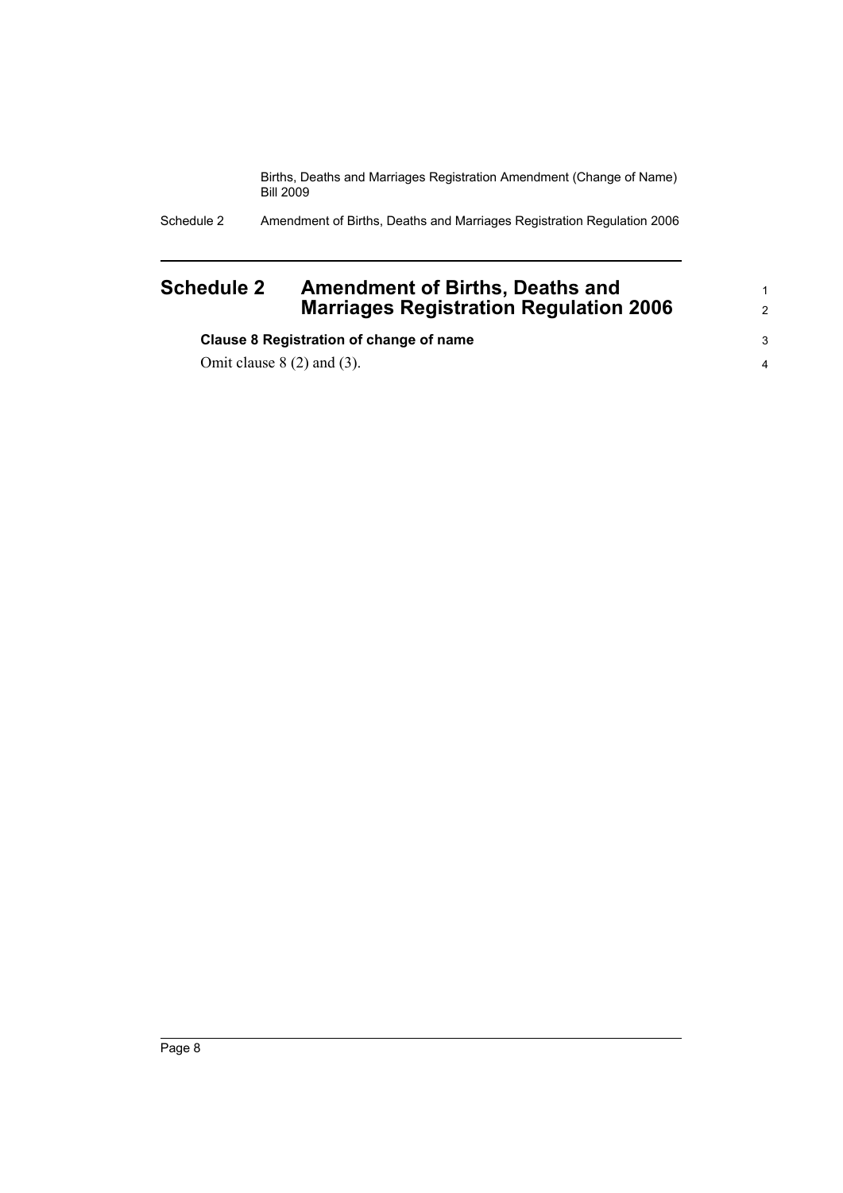# Schedule 2 Amendment of Births, Deaths and Marriages Registration Regulation 2006

**Clause 8 Registration of change of name**

Omit clause 8 (2) and (3).